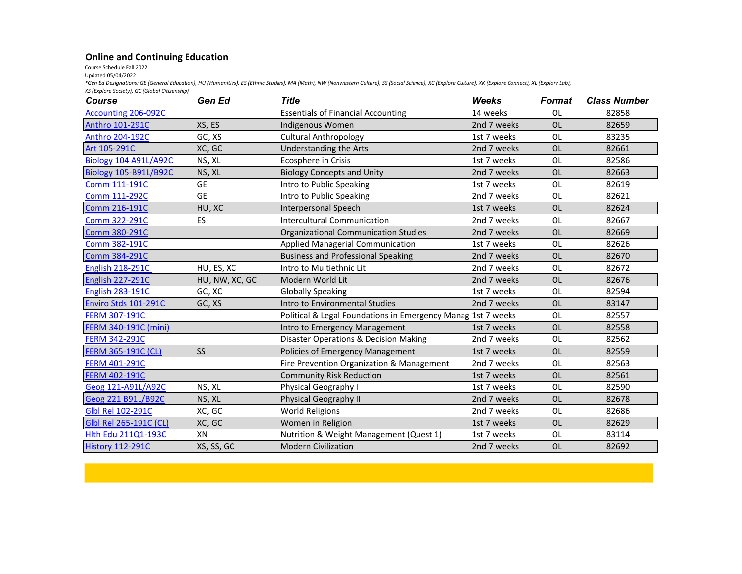## Online and Continuing Education

Course Schedule Fall 2022

Updated 05/04/2022

*Gen Ed Designations: GE (General Education), HU (Humanities), ES (Ethnic Studies), MA (Math), NW (Nonwestern Culture), SS (Social Science), XC (Explore Culture), XK (Explore Connect), XL (Explore Lab), XS (Explore Society), GC (Global Citizenship)*

| Course | Gen Ed | Title | Weeks | Format | Class Number |
|---|---|---|---|---|---|
| Accounting 206-092C | | Essentials of Financial Accounting | 14 weeks | OL | 82858 |
| Anthro 101-291C | XS, ES | Indigenous Women | 2nd 7 weeks | OL | 82659 |
| Anthro 204-192C | GC, XS | Cultural Anthropology | 1st 7 weeks | OL | 83235 |
| Art 105-291C | XC, GC | Understanding the Arts | 2nd 7 weeks | OL | 82661 |
| Biology 104 A91L/A92C | NS, XL | Ecosphere in Crisis | 1st 7 weeks | OL | 82586 |
| Biology 105-B91L/B92C | NS, XL | Biology Concepts and Unity | 2nd 7 weeks | OL | 82663 |
| Comm 111-191C | GE | Intro to Public Speaking | 1st 7 weeks | OL | 82619 |
| Comm 111-292C | GE | Intro to Public Speaking | 2nd 7 weeks | OL | 82621 |
| Comm 216-191C | HU, XC | Interpersonal Speech | 1st 7 weeks | OL | 82624 |
| Comm 322-291C | ES | Intercultural Communication | 2nd 7 weeks | OL | 82667 |
| Comm 380-291C | | Organizational Communication Studies | 2nd 7 weeks | OL | 82669 |
| Comm 382-191C | | Applied Managerial Communication | 1st 7 weeks | OL | 82626 |
| Comm 384-291C | | Business and Professional Speaking | 2nd 7 weeks | OL | 82670 |
| English 218-291C | HU, ES, XC | Intro to Multiethnic Lit | 2nd 7 weeks | OL | 82672 |
| English 227-291C | HU, NW, XC, GC | Modern World Lit | 2nd 7 weeks | OL | 82676 |
| English 283-191C | GC, XC | Globally Speaking | 1st 7 weeks | OL | 82594 |
| Enviro Stds 101-291C | GC, XS | Intro to Environmental Studies | 2nd 7 weeks | OL | 83147 |
| FERM 307-191C | | Political & Legal Foundations in Emergency Manag | 1st 7 weeks | OL | 82557 |
| FERM 340-191C (mini) | | Intro to Emergency Management | 1st 7 weeks | OL | 82558 |
| FERM 342-291C | | Disaster Operations & Decision Making | 2nd 7 weeks | OL | 82562 |
| FERM 365-191C (CL) | SS | Policies of Emergency Management | 1st 7 weeks | OL | 82559 |
| FERM 401-291C | | Fire Prevention Organization & Management | 2nd 7 weeks | OL | 82563 |
| FERM 402-191C | | Community Risk Reduction | 1st 7 weeks | OL | 82561 |
| Geog 121-A91L/A92C | NS, XL | Physical Geography I | 1st 7 weeks | OL | 82590 |
| Geog 221 B91L/B92C | NS, XL | Physical Geography II | 2nd 7 weeks | OL | 82678 |
| Glbl Rel 102-291C | XC, GC | World Religions | 2nd 7 weeks | OL | 82686 |
| Glbl Rel 265-191C (CL) | XC, GC | Women in Religion | 1st 7 weeks | OL | 82629 |
| Hlth Edu 211Q1-193C | XN | Nutrition & Weight Management (Quest 1) | 1st 7 weeks | OL | 83114 |
| History 112-291C | XS, SS, GC | Modern Civilization | 2nd 7 weeks | OL | 82692 |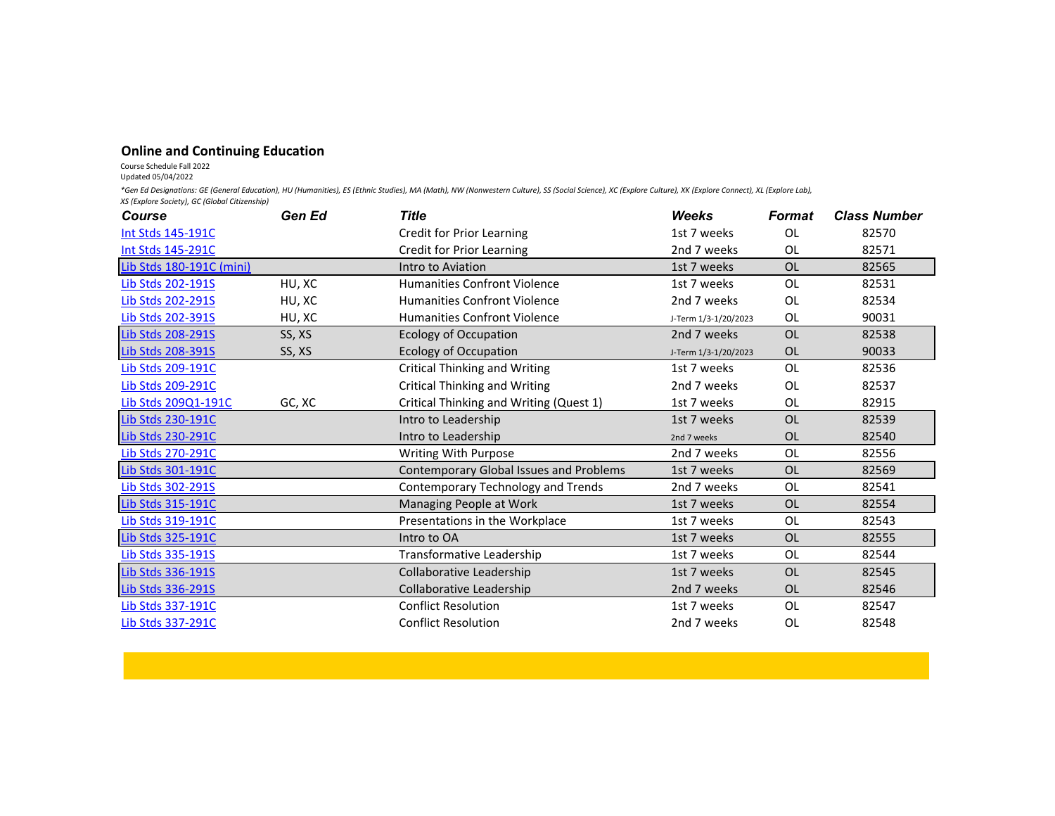## Online and Continuing Education

Course Schedule Fall 2022
Updated 05/04/2022

*\*Gen Ed Designations: GE (General Education), HU (Humanities), ES (Ethnic Studies), MA (Math), NW (Nonwestern Culture), SS (Social Science), XC (Explore Culture), XK (Explore Connect), XL (Explore Lab), XS (Explore Society), GC (Global Citizenship)*

| Course | Gen Ed | Title | Weeks | Format | Class Number |
|---|---|---|---|---|---|
| Int Stds 145-191C | | Credit for Prior Learning | 1st 7 weeks | OL | 82570 |
| Int Stds 145-291C | | Credit for Prior Learning | 2nd 7 weeks | OL | 82571 |
| Lib Stds 180-191C (mini) | | Intro to Aviation | 1st 7 weeks | OL | 82565 |
| Lib Stds 202-191S | HU, XC | Humanities Confront Violence | 1st 7 weeks | OL | 82531 |
| Lib Stds 202-291S | HU, XC | Humanities Confront Violence | 2nd 7 weeks | OL | 82534 |
| Lib Stds 202-391S | HU, XC | Humanities Confront Violence | J-Term 1/3-1/20/2023 | OL | 90031 |
| Lib Stds 208-291S | SS, XS | Ecology of Occupation | 2nd 7 weeks | OL | 82538 |
| Lib Stds 208-391S | SS, XS | Ecology of Occupation | J-Term 1/3-1/20/2023 | OL | 90033 |
| Lib Stds 209-191C | | Critical Thinking and Writing | 1st 7 weeks | OL | 82536 |
| Lib Stds 209-291C | | Critical Thinking and Writing | 2nd 7 weeks | OL | 82537 |
| Lib Stds 209Q1-191C | GC, XC | Critical Thinking and Writing (Quest 1) | 1st 7 weeks | OL | 82915 |
| Lib Stds 230-191C | | Intro to Leadership | 1st 7 weeks | OL | 82539 |
| Lib Stds 230-291C | | Intro to Leadership | 2nd 7 weeks | OL | 82540 |
| Lib Stds 270-291C | | Writing With Purpose | 2nd 7 weeks | OL | 82556 |
| Lib Stds 301-191C | | Contemporary Global Issues and Problems | 1st 7 weeks | OL | 82569 |
| Lib Stds 302-291S | | Contemporary Technology and Trends | 2nd 7 weeks | OL | 82541 |
| Lib Stds 315-191C | | Managing People at Work | 1st 7 weeks | OL | 82554 |
| Lib Stds 319-191C | | Presentations in the Workplace | 1st 7 weeks | OL | 82543 |
| Lib Stds 325-191C | | Intro to OA | 1st 7 weeks | OL | 82555 |
| Lib Stds 335-191S | | Transformative Leadership | 1st 7 weeks | OL | 82544 |
| Lib Stds 336-191S | | Collaborative Leadership | 1st 7 weeks | OL | 82545 |
| Lib Stds 336-291S | | Collaborative Leadership | 2nd 7 weeks | OL | 82546 |
| Lib Stds 337-191C | | Conflict Resolution | 1st 7 weeks | OL | 82547 |
| Lib Stds 337-291C | | Conflict Resolution | 2nd 7 weeks | OL | 82548 |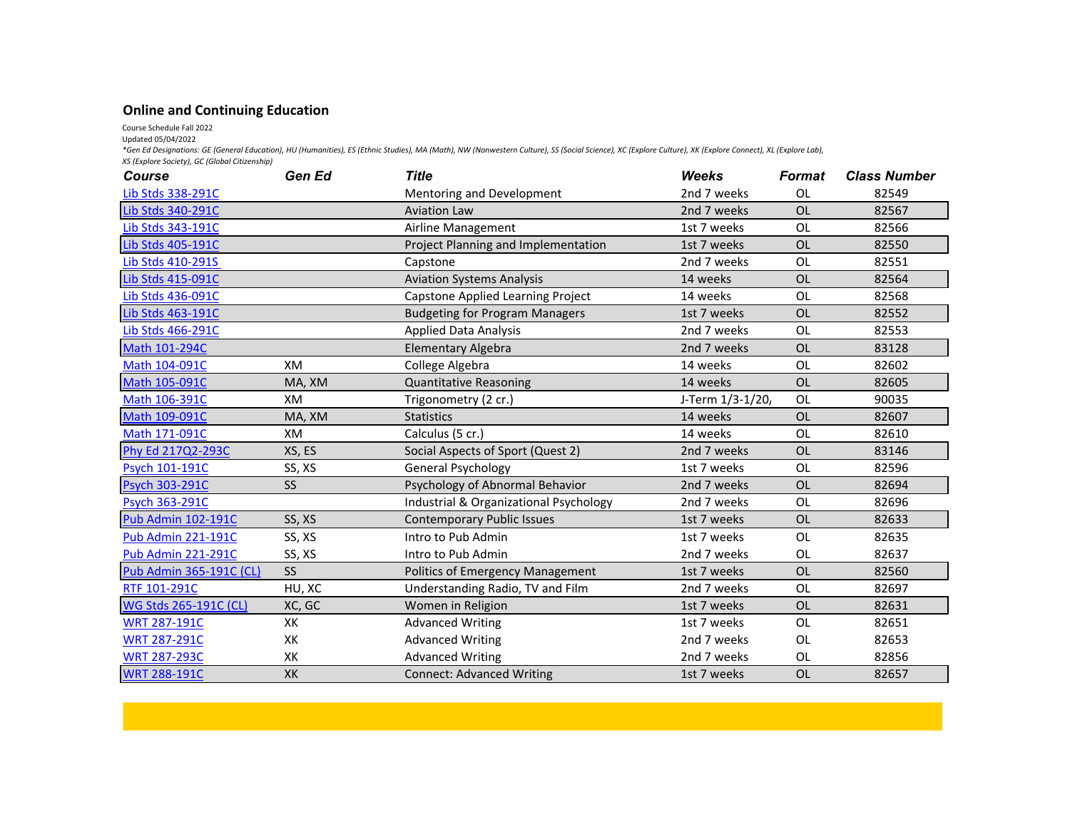## Online and Continuing Education

Course Schedule Fall 2022

Updated 05/04/2022

*Gen Ed Designations: GE (General Education), HU (Humanities), ES (Ethnic Studies), MA (Math), NW (Nonwestern Culture), SS (Social Science), XC (Explore Culture), XK (Explore Connect), XL (Explore Lab), XS (Explore Society), GC (Global Citizenship)*

| *Course* | *Gen Ed* | *Title* | *Weeks* | *Format* | *Class Number* |
|---|---|---|---|---|---|
| Lib Stds 338-291C | | Mentoring and Development | 2nd 7 weeks | OL | 82549 |
| Lib Stds 340-291C | | Aviation Law | 2nd 7 weeks | OL | 82567 |
| Lib Stds 343-191C | | Airline Management | 1st 7 weeks | OL | 82566 |
| Lib Stds 405-191C | | Project Planning and Implementation | 1st 7 weeks | OL | 82550 |
| Lib Stds 410-291S | | Capstone | 2nd 7 weeks | OL | 82551 |
| Lib Stds 415-091C | | Aviation Systems Analysis | 14 weeks | OL | 82564 |
| Lib Stds 436-091C | | Capstone Applied Learning Project | 14 weeks | OL | 82568 |
| Lib Stds 463-191C | | Budgeting for Program Managers | 1st 7 weeks | OL | 82552 |
| Lib Stds 466-291C | | Applied Data Analysis | 2nd 7 weeks | OL | 82553 |
| Math 101-294C | | Elementary Algebra | 2nd 7 weeks | OL | 83128 |
| Math 104-091C | XM | College Algebra | 14 weeks | OL | 82602 |
| Math 105-091C | MA, XM | Quantitative Reasoning | 14 weeks | OL | 82605 |
| Math 106-391C | XM | Trigonometry (2 cr.) | J-Term 1/3-1/20, | OL | 90035 |
| Math 109-091C | MA, XM | Statistics | 14 weeks | OL | 82607 |
| Math 171-091C | XM | Calculus (5 cr.) | 14 weeks | OL | 82610 |
| Phy Ed 217Q2-293C | XS, ES | Social Aspects of Sport (Quest 2) | 2nd 7 weeks | OL | 83146 |
| Psych 101-191C | SS, XS | General Psychology | 1st 7 weeks | OL | 82596 |
| Psych 303-291C | SS | Psychology of Abnormal Behavior | 2nd 7 weeks | OL | 82694 |
| Psych 363-291C | | Industrial & Organizational Psychology | 2nd 7 weeks | OL | 82696 |
| Pub Admin 102-191C | SS, XS | Contemporary Public Issues | 1st 7 weeks | OL | 82633 |
| Pub Admin 221-191C | SS, XS | Intro to Pub Admin | 1st 7 weeks | OL | 82635 |
| Pub Admin 221-291C | SS, XS | Intro to Pub Admin | 2nd 7 weeks | OL | 82637 |
| Pub Admin 365-191C (CL) | SS | Politics of Emergency Management | 1st 7 weeks | OL | 82560 |
| RTF 101-291C | HU, XC | Understanding Radio, TV and Film | 2nd 7 weeks | OL | 82697 |
| WG Stds 265-191C (CL) | XC, GC | Women in Religion | 1st 7 weeks | OL | 82631 |
| WRT 287-191C | XK | Advanced Writing | 1st 7 weeks | OL | 82651 |
| WRT 287-291C | XK | Advanced Writing | 2nd 7 weeks | OL | 82653 |
| WRT 287-293C | XK | Advanced Writing | 2nd 7 weeks | OL | 82856 |
| WRT 288-191C | XK | Connect: Advanced Writing | 1st 7 weeks | OL | 82657 |